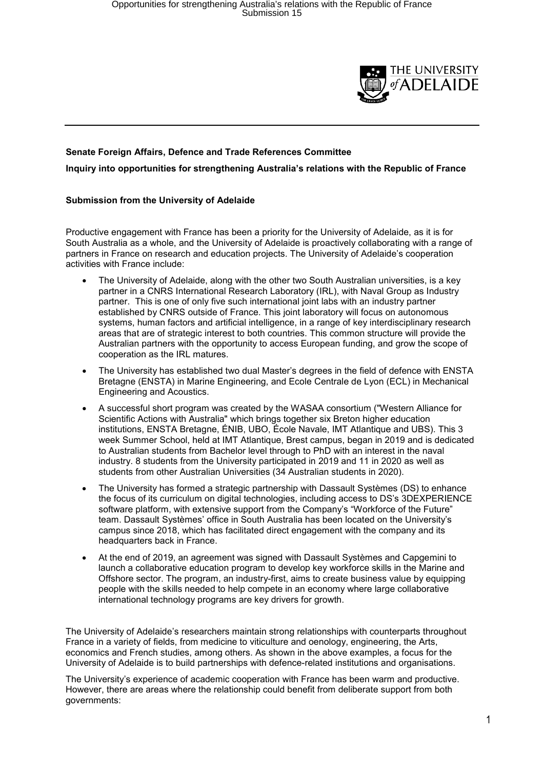**Senate Foreign Affairs, Defence and Trade References Committee**

**Inquiry into opportunities for strengthening Australia's relations with the Republic of France**

**Submission from the University of Adelaide**

Productive engagement with France has been a priority for the University of Adelaide, as it is for South Australia as a whole, and the University of Adelaide is proactively collaborating with a range of partners in France on research and education projects. The University of Adelaide's cooperation activities with France include:

- The University of Adelaide, along with the other two South Australian universities, is a key partner in a CNRS International Research Laboratory (IRL), with Naval Group as Industry partner. This is one of only five such international joint labs with an industry partner established by CNRS outside of France. This joint laboratory will focus on autonomous systems, human factors and artificial intelligence, in a range of key interdisciplinary research areas that are of strategic interest to both countries. This common structure will provide the Australian partners with the opportunity to access European funding, and grow the scope of cooperation as the IRL matures.
- The University has established two dual Master's degrees in the field of defence with ENSTA Bretagne (ENSTA) in Marine Engineering, and Ecole Centrale de Lyon (ECL) in Mechanical Engineering and Acoustics.
- A successful short program was created by the WASAA consortium ("Western Alliance for Scientific Actions with Australia" which brings together six Breton higher education institutions, ENSTA Bretagne, ÉNIB, UBO, École Navale, IMT Atlantique and UBS). This 3 week Summer School, held at IMT Atlantique, Brest campus, began in 2019 and is dedicated to Australian students from Bachelor level through to PhD with an interest in the naval industry. 8 students from the University participated in 2019 and 11 in 2020 as well as students from other Australian Universities (34 Australian students in 2020).
- The University has formed a strategic partnership with Dassault Systèmes (DS) to enhance the focus of its curriculum on digital technologies, including access to DS's 3DEXPERIENCE software platform, with extensive support from the Company's "Workforce of the Future" team. Dassault Systèmes' office in South Australia has been located on the University's campus since 2018, which has facilitated direct engagement with the company and its headquarters back in France.
- At the end of 2019, an agreement was signed with Dassault Systèmes and Capgemini to launch a collaborative education program to develop key workforce skills in the Marine and Offshore sector. The program, an industry-first, aims to create business value by equipping people with the skills needed to help compete in an economy where large collaborative international technology programs are key drivers for growth.

The University of Adelaide's researchers maintain strong relationships with counterparts throughout France in a variety of fields, from medicine to viticulture and oenology, engineering, the Arts, economics and French studies, among others. As shown in the above examples, a focus for the University of Adelaide is to build partnerships with defence-related institutions and organisations.

The University's experience of academic cooperation with France has been warm and productive. However, there are areas where the relationship could benefit from deliberate support from both governments: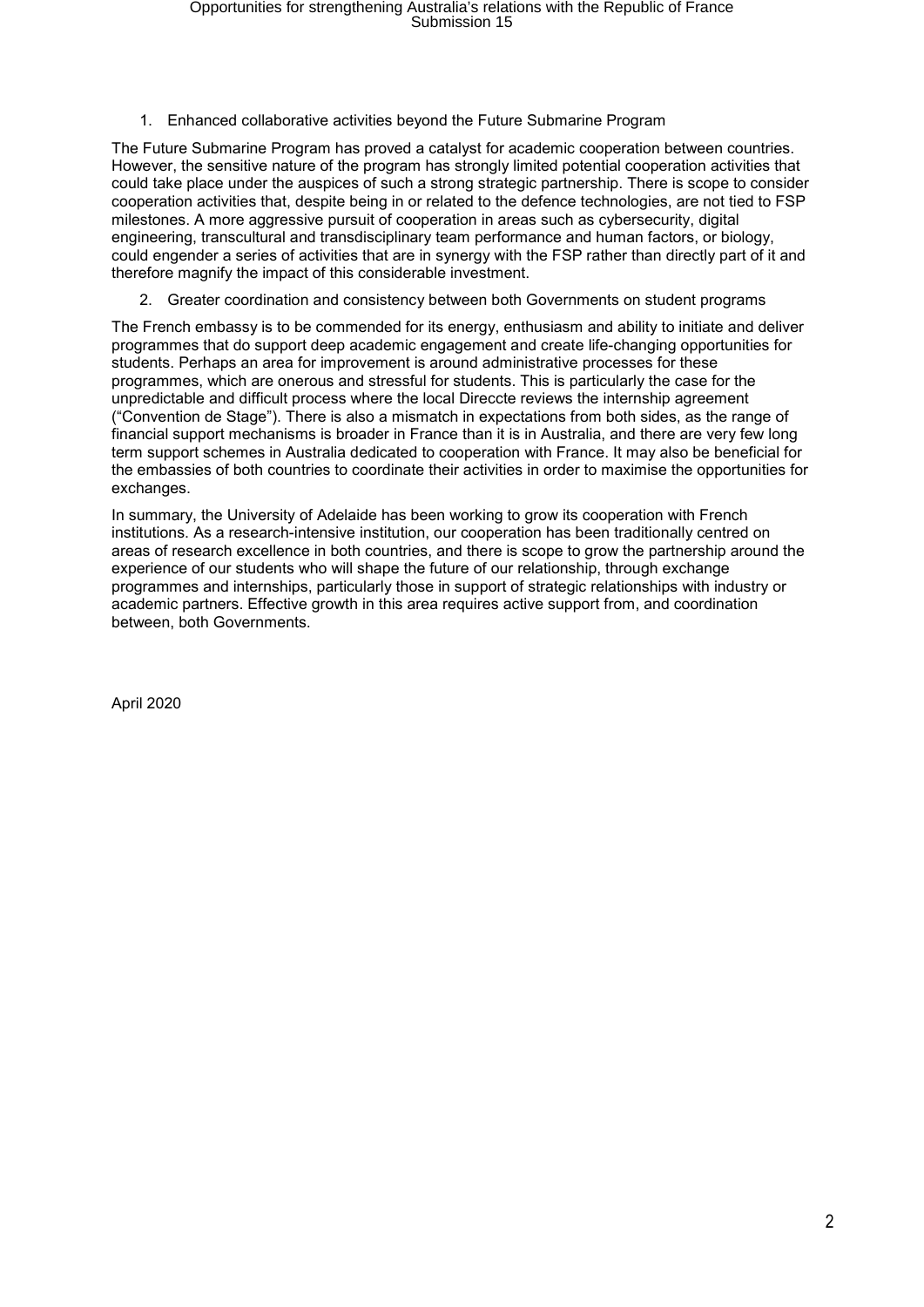1. Enhanced collaborative activities beyond the Future Submarine Program

The Future Submarine Program has proved a catalyst for academic cooperation between countries. However, the sensitive nature of the program has strongly limited potential cooperation activities that could take place under the auspices of such a strong strategic partnership. There is scope to consider cooperation activities that, despite being in or related to the defence technologies, are not tied to FSP milestones. A more aggressive pursuit of cooperation in areas such as cybersecurity, digital engineering, transcultural and transdisciplinary team performance and human factors, or biology, could engender a series of activities that are in synergy with the FSP rather than directly part of it and therefore magnify the impact of this considerable investment.

2. Greater coordination and consistency between both Governments on student programs

The French embassy is to be commended for its energy, enthusiasm and ability to initiate and deliver programmes that do support deep academic engagement and create life-changing opportunities for students. Perhaps an area for improvement is around administrative processes for these programmes, which are onerous and stressful for students. This is particularly the case for the unpredictable and difficult process where the local Direccte reviews the internship agreement ("Convention de Stage"). There is also a mismatch in expectations from both sides, as the range of financial support mechanisms is broader in France than it is in Australia, and there are very few long term support schemes in Australia dedicated to cooperation with France. It may also be beneficial for the embassies of both countries to coordinate their activities in order to maximise the opportunities for exchanges.

In summary, the University of Adelaide has been working to grow its cooperation with French institutions. As a research-intensive institution, our cooperation has been traditionally centred on areas of research excellence in both countries, and there is scope to grow the partnership around the experience of our students who will shape the future of our relationship, through exchange programmes and internships, particularly those in support of strategic relationships with industry or academic partners. Effective growth in this area requires active support from, and coordination between, both Governments.

April 2020